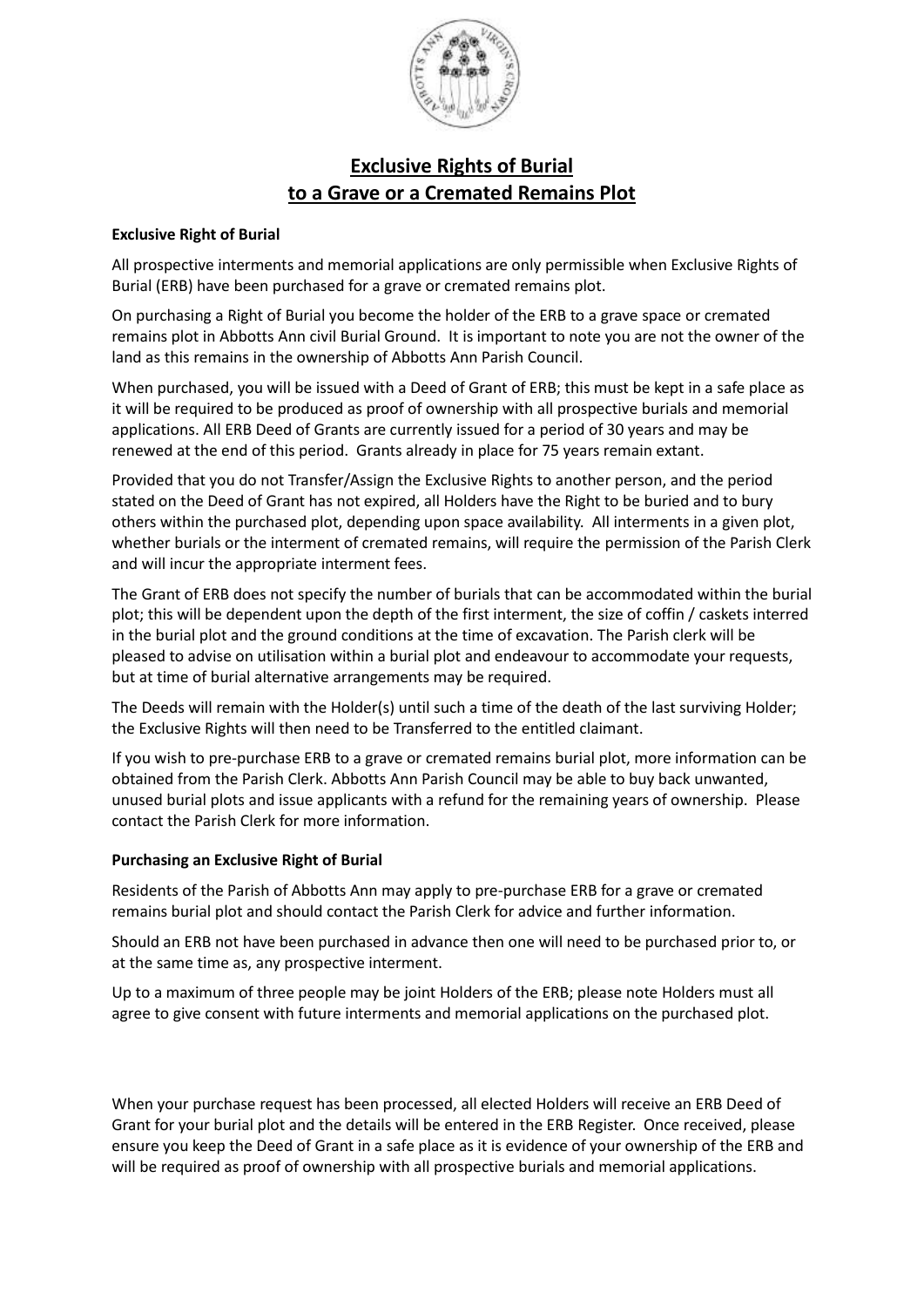# Exclusive Rights of Burial to a Grave or a Cremated Remains Plot

### Exclusive Right of Burial

All prospective interments and memorial applications are only permissible when Exclusive Rights of Burial (ERB) have been purchased for a grave or cremated remains plot.

On purchasing a Right of Burial you become the holder of the ERB to a grave space or cremated remains plot in Abbotts Ann civil Burial Ground. It is important to note you are not the owner of the land as this remains in the ownership of Abbotts Ann Parish Council.

When purchased, you will be issued with a Deed of Grant of ERB; this must be kept in a safe place as it will be required to be produced as proof of ownership with all prospective burials and memorial applications. All ERB Deed of Grants are currently issued for a period of 30 years and may be renewed at the end of this period. Grants already in place for 75 years remain extant.

Provided that you do not Transfer/Assign the Exclusive Rights to another person, and the period stated on the Deed of Grant has not expired, all Holders have the Right to be buried and to bury others within the purchased plot, depending upon space availability. All interments in a given plot, whether burials or the interment of cremated remains, will require the permission of the Parish Clerk and will incur the appropriate interment fees.

The Grant of ERB does not specify the number of burials that can be accommodated within the burial plot; this will be dependent upon the depth of the first interment, the size of coffin / caskets interred in the burial plot and the ground conditions at the time of excavation. The Parish clerk will be pleased to advise on utilisation within a burial plot and endeavour to accommodate your requests, but at time of burial alternative arrangements may be required.

The Deeds will remain with the Holder(s) until such a time of the death of the last surviving Holder; the Exclusive Rights will then need to be Transferred to the entitled claimant.

If you wish to pre-purchase ERB to a grave or cremated remains burial plot, more information can be obtained from the Parish Clerk. Abbotts Ann Parish Council may be able to buy back unwanted, unused burial plots and issue applicants with a refund for the remaining years of ownership. Please contact the Parish Clerk for more information.

### Purchasing an Exclusive Right of Burial

Residents of the Parish of Abbotts Ann may apply to pre-purchase ERB for a grave or cremated remains burial plot and should contact the Parish Clerk for advice and further information.

Should an ERB not have been purchased in advance then one will need to be purchased prior to, or at the same time as, any prospective interment.

Up to a maximum of three people may be joint Holders of the ERB; please note Holders must all agree to give consent with future interments and memorial applications on the purchased plot.

When your purchase request has been processed, all elected Holders will receive an ERB Deed of Grant for your burial plot and the details will be entered in the ERB Register. Once received, please ensure you keep the Deed of Grant in a safe place as it is evidence of your ownership of the ERB and will be required as proof of ownership with all prospective burials and memorial applications.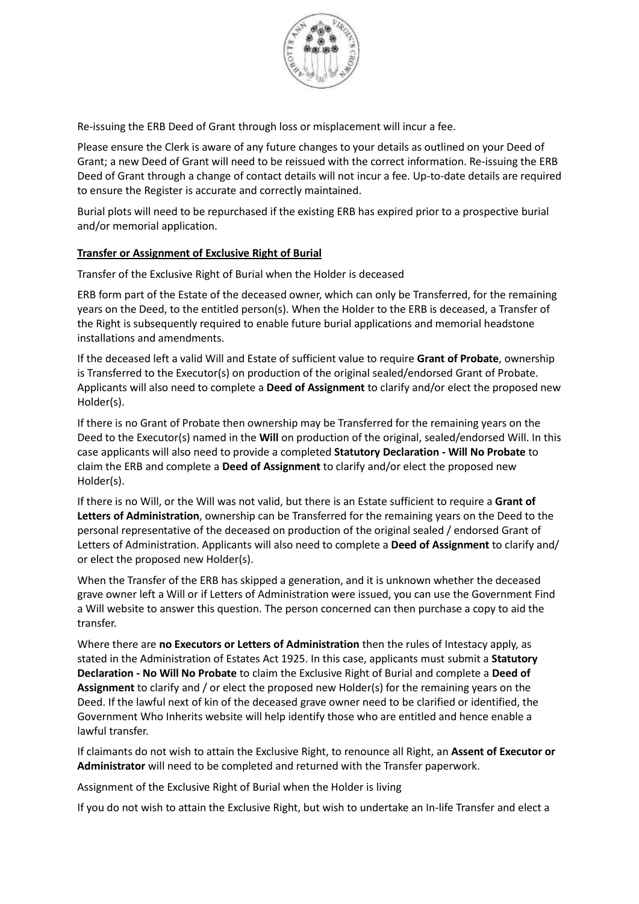Re-issuing the ERB Deed of Grant through loss or misplacement will incur a fee.

Please ensure the Clerk is aware of any future changes to your details as outlined on your Deed of Grant; a new Deed of Grant will need to be reissued with the correct information. Re-issuing the ERB Deed of Grant through a change of contact details will not incur a fee. Up-to-date details are required to ensure the Register is accurate and correctly maintained.

Burial plots will need to be repurchased if the existing ERB has expired prior to a prospective burial and/or memorial application.

**Transfer or Assignment of Exclusive Right of Burial**

Transfer of the Exclusive Right of Burial when the Holder is deceased

ERB form part of the Estate of the deceased owner, which can only be Transferred, for the remaining years on the Deed, to the entitled person(s). When the Holder to the ERB is deceased, a Transfer of the Right is subsequently required to enable future burial applications and memorial headstone installations and amendments.

If the deceased left a valid Will and Estate of sufficient value to require **Grant of Probate**, ownership is Transferred to the Executor(s) on production of the original sealed/endorsed Grant of Probate. Applicants will also need to complete a **Deed of Assignment** to clarify and/or elect the proposed new Holder(s).

If there is no Grant of Probate then ownership may be Transferred for the remaining years on the Deed to the Executor(s) named in the **Will** on production of the original, sealed/endorsed Will. In this case applicants will also need to provide a completed **Statutory Declaration - Will No Probate** to claim the ERB and complete a **Deed of Assignment** to clarify and/or elect the proposed new Holder(s).

If there is no Will, or the Will was not valid, but there is an Estate sufficient to require a **Grant of Letters of Administration**, ownership can be Transferred for the remaining years on the Deed to the personal representative of the deceased on production of the original sealed / endorsed Grant of Letters of Administration. Applicants will also need to complete a **Deed of Assignment** to clarify and/ or elect the proposed new Holder(s).

When the Transfer of the ERB has skipped a generation, and it is unknown whether the deceased grave owner left a Will or if Letters of Administration were issued, you can use the Government Find a Will website to answer this question. The person concerned can then purchase a copy to aid the transfer.

Where there are **no Executors or Letters of Administration** then the rules of Intestacy apply, as stated in the Administration of Estates Act 1925. In this case, applicants must submit a **Statutory Declaration - No Will No Probate** to claim the Exclusive Right of Burial and complete a **Deed of Assignment** to clarify and / or elect the proposed new Holder(s) for the remaining years on the Deed. If the lawful next of kin of the deceased grave owner need to be clarified or identified, the Government Who Inherits website will help identify those who are entitled and hence enable a lawful transfer.

If claimants do not wish to attain the Exclusive Right, to renounce all Right, an **Assent of Executor or Administrator** will need to be completed and returned with the Transfer paperwork.

Assignment of the Exclusive Right of Burial when the Holder is living

If you do not wish to attain the Exclusive Right, but wish to undertake an In-life Transfer and elect a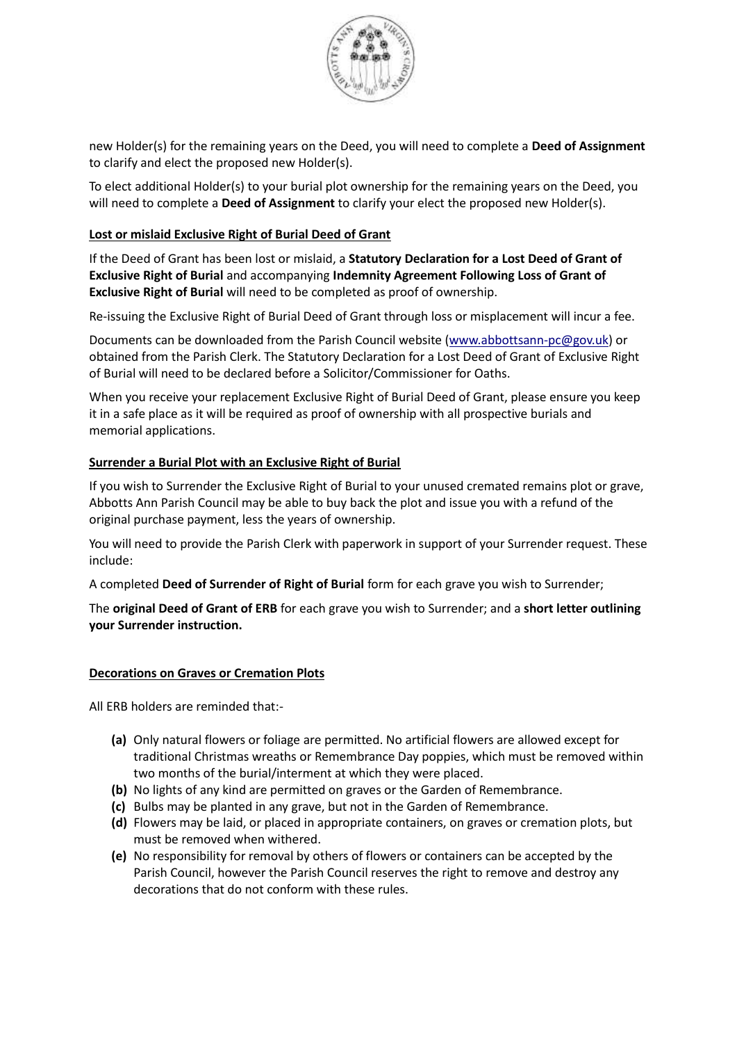new Holder(s) for the remaining years on the Deed, you will need to complete a **Deed of Assignment** to clarify and elect the proposed new Holder(s).

To elect additional Holder(s) to your burial plot ownership for the remaining years on the Deed, you will need to complete a **Deed of Assignment** to clarify your elect the proposed new Holder(s).

## Lost or mislaid Exclusive Right of Burial Deed of Grant

If the Deed of Grant has been lost or mislaid, a **Statutory Declaration for a Lost Deed of Grant of Exclusive Right of Burial** and accompanying **Indemnity Agreement Following Loss of Grant of Exclusive Right of Burial** will need to be completed as proof of ownership.

Re-issuing the Exclusive Right of Burial Deed of Grant through loss or misplacement will incur a fee.

Documents can be downloaded from the Parish Council website ([www.abbottsann-pc@gov.uk](www.abbottsann-pc@gov.uk)) or obtained from the Parish Clerk. The Statutory Declaration for a Lost Deed of Grant of Exclusive Right of Burial will need to be declared before a Solicitor/Commissioner for Oaths.

When you receive your replacement Exclusive Right of Burial Deed of Grant, please ensure you keep it in a safe place as it will be required as proof of ownership with all prospective burials and memorial applications.

## Surrender a Burial Plot with an Exclusive Right of Burial

If you wish to Surrender the Exclusive Right of Burial to your unused cremated remains plot or grave, Abbotts Ann Parish Council may be able to buy back the plot and issue you with a refund of the original purchase payment, less the years of ownership.

You will need to provide the Parish Clerk with paperwork in support of your Surrender request. These include:

A completed **Deed of Surrender of Right of Burial** form for each grave you wish to Surrender;

The **original Deed of Grant of ERB** for each grave you wish to Surrender; and a **short letter outlining your Surrender instruction.**

## Decorations on Graves or Cremation Plots

All ERB holders are reminded that:-

- **(a)** Only natural flowers or foliage are permitted. No artificial flowers are allowed except for traditional Christmas wreaths or Remembrance Day poppies, which must be removed within two months of the burial/interment at which they were placed.
- **(b)** No lights of any kind are permitted on graves or the Garden of Remembrance.
- **(c)** Bulbs may be planted in any grave, but not in the Garden of Remembrance.
- **(d)** Flowers may be laid, or placed in appropriate containers, on graves or cremation plots, but must be removed when withered.
- **(e)** No responsibility for removal by others of flowers or containers can be accepted by the Parish Council, however the Parish Council reserves the right to remove and destroy any decorations that do not conform with these rules.